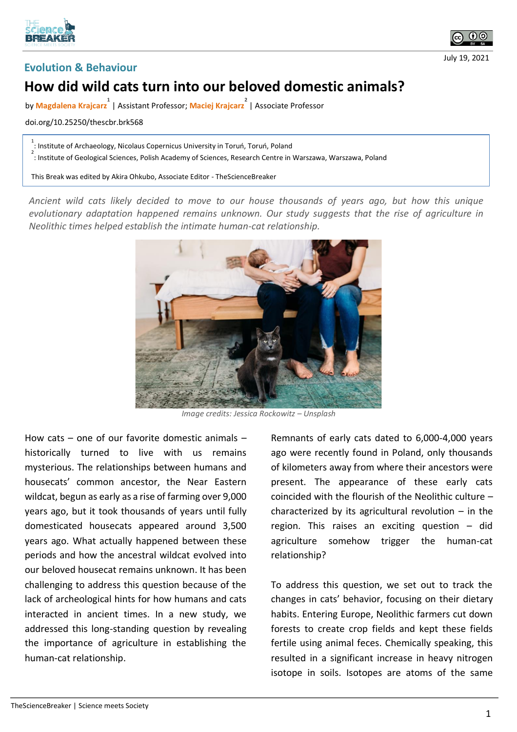Evolution & Behaviour

July 19, 2021

# How did wild cats turn into our beloved domestic animals?

by Magdalena Krajcarz[1] | Assistant Professor; Maciej Krajcarz[2] | Associate Professor

doi.org/10.25250/thescbr.brk568

[1]: Institute of Archaeology, Nicolaus Copernicus University in Toruń, Toruń, Poland
[2]: Institute of Geological Sciences, Polish Academy of Sciences, Research Centre in Warszawa, Warszawa, Poland

This Break was edited by Akira Ohkubo, Associate Editor - TheScienceBreaker

*Ancient wild cats likely decided to move to our house thousands of years ago, but how this unique evolutionary adaptation happened remains unknown. Our study suggests that the rise of agriculture in Neolithic times helped establish the intimate human-cat relationship.*

*Image credits: Jessica Rockowitz – Unsplash*

How cats – one of our favorite domestic animals – historically turned to live with us remains mysterious. The relationships between humans and housecats' common ancestor, the Near Eastern wildcat, begun as early as a rise of farming over 9,000 years ago, but it took thousands of years until fully domesticated housecats appeared around 3,500 years ago. What actually happened between these periods and how the ancestral wildcat evolved into our beloved housecat remains unknown. It has been challenging to address this question because of the lack of archeological hints for how humans and cats interacted in ancient times. In a new study, we addressed this long-standing question by revealing the importance of agriculture in establishing the human-cat relationship.

Remnants of early cats dated to 6,000-4,000 years ago were recently found in Poland, only thousands of kilometers away from where their ancestors were present. The appearance of these early cats coincided with the flourish of the Neolithic culture – characterized by its agricultural revolution – in the region. This raises an exciting question – did agriculture somehow trigger the human-cat relationship?

To address this question, we set out to track the changes in cats' behavior, focusing on their dietary habits. Entering Europe, Neolithic farmers cut down forests to create crop fields and kept these fields fertile using animal feces. Chemically speaking, this resulted in a significant increase in heavy nitrogen isotope in soils. Isotopes are atoms of the same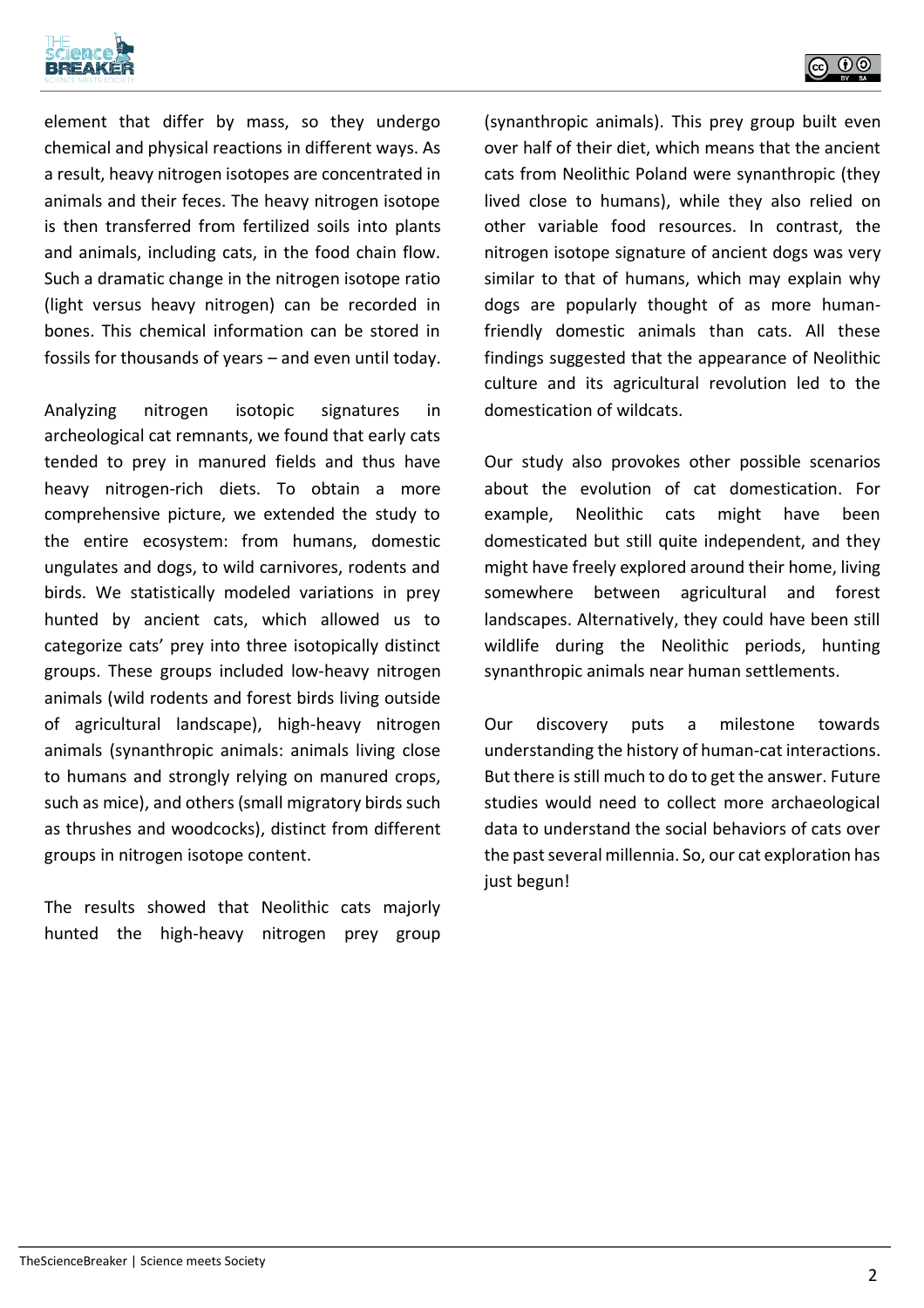element that differ by mass, so they undergo chemical and physical reactions in different ways. As a result, heavy nitrogen isotopes are concentrated in animals and their feces. The heavy nitrogen isotope is then transferred from fertilized soils into plants and animals, including cats, in the food chain flow. Such a dramatic change in the nitrogen isotope ratio (light versus heavy nitrogen) can be recorded in bones. This chemical information can be stored in fossils for thousands of years – and even until today.

Analyzing nitrogen isotopic signatures in archeological cat remnants, we found that early cats tended to prey in manured fields and thus have heavy nitrogen-rich diets. To obtain a more comprehensive picture, we extended the study to the entire ecosystem: from humans, domestic ungulates and dogs, to wild carnivores, rodents and birds. We statistically modeled variations in prey hunted by ancient cats, which allowed us to categorize cats' prey into three isotopically distinct groups. These groups included low-heavy nitrogen animals (wild rodents and forest birds living outside of agricultural landscape), high-heavy nitrogen animals (synanthropic animals: animals living close to humans and strongly relying on manured crops, such as mice), and others (small migratory birds such as thrushes and woodcocks), distinct from different groups in nitrogen isotope content.

The results showed that Neolithic cats majorly hunted the high-heavy nitrogen prey group (synanthropic animals). This prey group built even over half of their diet, which means that the ancient cats from Neolithic Poland were synanthropic (they lived close to humans), while they also relied on other variable food resources. In contrast, the nitrogen isotope signature of ancient dogs was very similar to that of humans, which may explain why dogs are popularly thought of as more human-friendly domestic animals than cats. All these findings suggested that the appearance of Neolithic culture and its agricultural revolution led to the domestication of wildcats.

Our study also provokes other possible scenarios about the evolution of cat domestication. For example, Neolithic cats might have been domesticated but still quite independent, and they might have freely explored around their home, living somewhere between agricultural and forest landscapes. Alternatively, they could have been still wildlife during the Neolithic periods, hunting synanthropic animals near human settlements.

Our discovery puts a milestone towards understanding the history of human-cat interactions. But there is still much to do to get the answer. Future studies would need to collect more archaeological data to understand the social behaviors of cats over the past several millennia. So, our cat exploration has just begun!